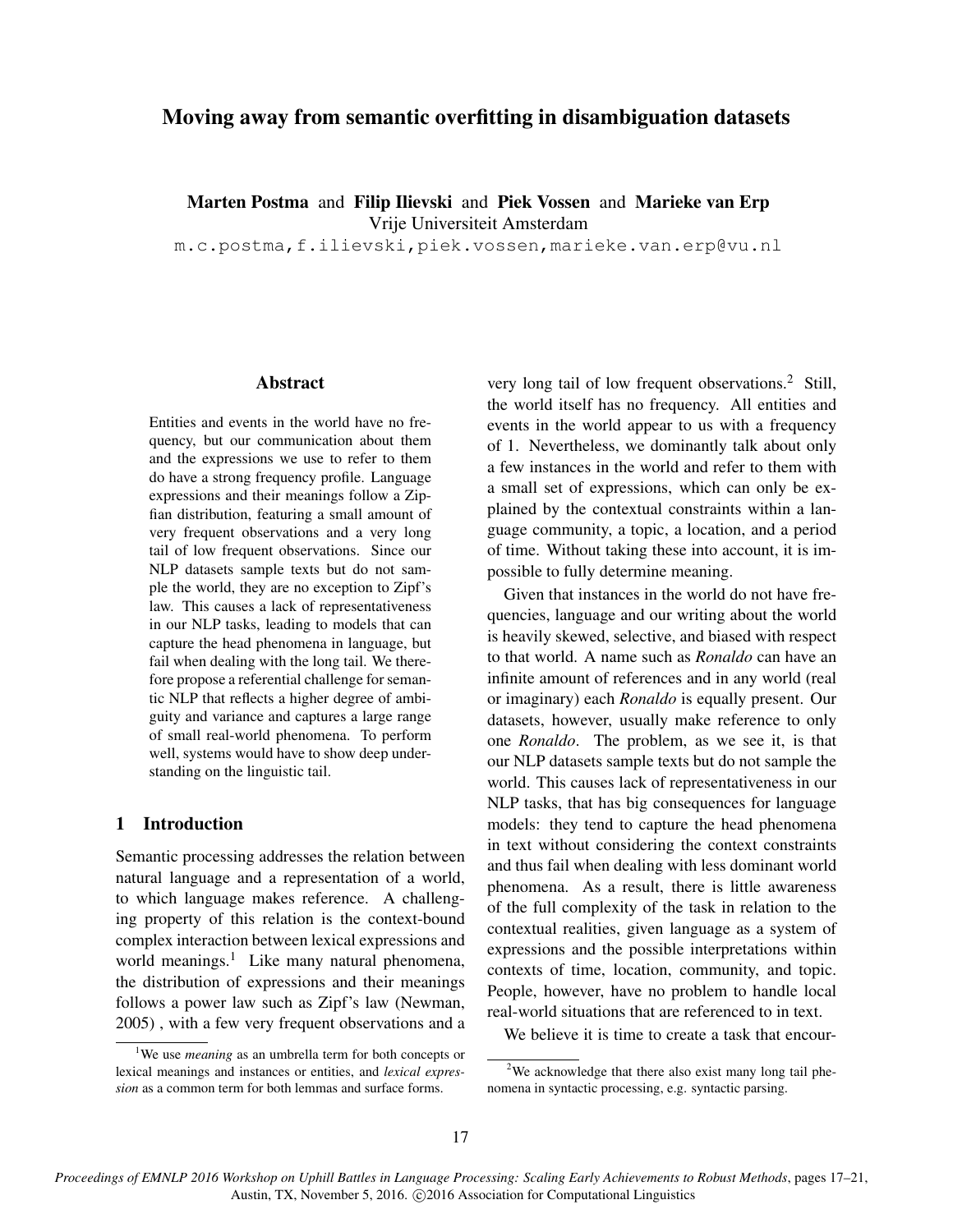# Moving away from semantic overfitting in disambiguation datasets

**Marten Postma** and **Filip Ilievski** and **Piek Vossen** and **Marieke van Erp**
Vrije Universiteit Amsterdam
m.c.postma,f.ilievski,piek.vossen,marieke.van.erp@vu.nl

## Abstract

Entities and events in the world have no frequency, but our communication about them and the expressions we use to refer to them do have a strong frequency profile. Language expressions and their meanings follow a Zipfian distribution, featuring a small amount of very frequent observations and a very long tail of low frequent observations. Since our NLP datasets sample texts but do not sample the world, they are no exception to Zipf's law. This causes a lack of representativeness in our NLP tasks, leading to models that can capture the head phenomena in language, but fail when dealing with the long tail. We therefore propose a referential challenge for semantic NLP that reflects a higher degree of ambiguity and variance and captures a large range of small real-world phenomena. To perform well, systems would have to show deep understanding on the linguistic tail.

## 1 Introduction

Semantic processing addresses the relation between natural language and a representation of a world, to which language makes reference. A challenging property of this relation is the context-bound complex interaction between lexical expressions and world meanings.[1] Like many natural phenomena, the distribution of expressions and their meanings follows a power law such as Zipf's law (Newman, 2005) , with a few very frequent observations and a very long tail of low frequent observations.[2] Still, the world itself has no frequency. All entities and events in the world appear to us with a frequency of 1. Nevertheless, we dominantly talk about only a few instances in the world and refer to them with a small set of expressions, which can only be explained by the contextual constraints within a language community, a topic, a location, and a period of time. Without taking these into account, it is impossible to fully determine meaning.

Given that instances in the world do not have frequencies, language and our writing about the world is heavily skewed, selective, and biased with respect to that world. A name such as *Ronaldo* can have an infinite amount of references and in any world (real or imaginary) each *Ronaldo* is equally present. Our datasets, however, usually make reference to only one *Ronaldo*. The problem, as we see it, is that our NLP datasets sample texts but do not sample the world. This causes lack of representativeness in our NLP tasks, that has big consequences for language models: they tend to capture the head phenomena in text without considering the context constraints and thus fail when dealing with less dominant world phenomena. As a result, there is little awareness of the full complexity of the task in relation to the contextual realities, given language as a system of expressions and the possible interpretations within contexts of time, location, community, and topic. People, however, have no problem to handle local real-world situations that are referenced to in text.

We believe it is time to create a task that encour-

[1] We use *meaning* as an umbrella term for both concepts or lexical meanings and instances or entities, and *lexical expression* as a common term for both lemmas and surface forms.

[2] We acknowledge that there also exist many long tail phenomena in syntactic processing, e.g. syntactic parsing.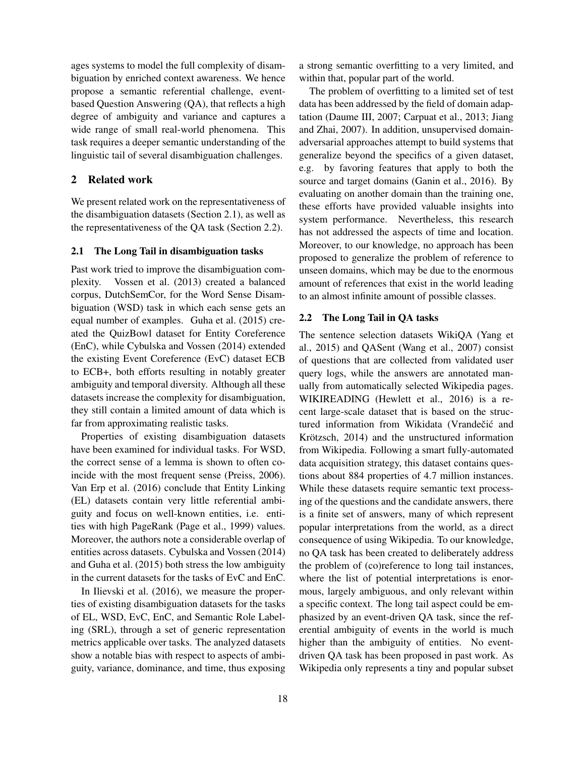ages systems to model the full complexity of disambiguation by enriched context awareness. We hence propose a semantic referential challenge, event-based Question Answering (QA), that reflects a high degree of ambiguity and variance and captures a wide range of small real-world phenomena. This task requires a deeper semantic understanding of the linguistic tail of several disambiguation challenges.

## 2 Related work

We present related work on the representativeness of the disambiguation datasets (Section 2.1), as well as the representativeness of the QA task (Section 2.2).

### 2.1 The Long Tail in disambiguation tasks

Past work tried to improve the disambiguation complexity. Vossen et al. (2013) created a balanced corpus, DutchSemCor, for the Word Sense Disambiguation (WSD) task in which each sense gets an equal number of examples. Guha et al. (2015) created the QuizBowl dataset for Entity Coreference (EnC), while Cybulska and Vossen (2014) extended the existing Event Coreference (EvC) dataset ECB to ECB+, both efforts resulting in notably greater ambiguity and temporal diversity. Although all these datasets increase the complexity for disambiguation, they still contain a limited amount of data which is far from approximating realistic tasks.

Properties of existing disambiguation datasets have been examined for individual tasks. For WSD, the correct sense of a lemma is shown to often coincide with the most frequent sense (Preiss, 2006). Van Erp et al. (2016) conclude that Entity Linking (EL) datasets contain very little referential ambiguity and focus on well-known entities, i.e. entities with high PageRank (Page et al., 1999) values. Moreover, the authors note a considerable overlap of entities across datasets. Cybulska and Vossen (2014) and Guha et al. (2015) both stress the low ambiguity in the current datasets for the tasks of EvC and EnC.

In Ilievski et al. (2016), we measure the properties of existing disambiguation datasets for the tasks of EL, WSD, EvC, EnC, and Semantic Role Labeling (SRL), through a set of generic representation metrics applicable over tasks. The analyzed datasets show a notable bias with respect to aspects of ambiguity, variance, dominance, and time, thus exposing a strong semantic overfitting to a very limited, and within that, popular part of the world.

The problem of overfitting to a limited set of test data has been addressed by the field of domain adaptation (Daume III, 2007; Carpuat et al., 2013; Jiang and Zhai, 2007). In addition, unsupervised domain-adversarial approaches attempt to build systems that generalize beyond the specifics of a given dataset, e.g. by favoring features that apply to both the source and target domains (Ganin et al., 2016). By evaluating on another domain than the training one, these efforts have provided valuable insights into system performance. Nevertheless, this research has not addressed the aspects of time and location. Moreover, to our knowledge, no approach has been proposed to generalize the problem of reference to unseen domains, which may be due to the enormous amount of references that exist in the world leading to an almost infinite amount of possible classes.

### 2.2 The Long Tail in QA tasks

The sentence selection datasets WikiQA (Yang et al., 2015) and QASent (Wang et al., 2007) consist of questions that are collected from validated user query logs, while the answers are annotated manually from automatically selected Wikipedia pages. WIKIREADING (Hewlett et al., 2016) is a recent large-scale dataset that is based on the structured information from Wikidata (Vrandečić and Krötzsch, 2014) and the unstructured information from Wikipedia. Following a smart fully-automated data acquisition strategy, this dataset contains questions about 884 properties of 4.7 million instances. While these datasets require semantic text processing of the questions and the candidate answers, there is a finite set of answers, many of which represent popular interpretations from the world, as a direct consequence of using Wikipedia. To our knowledge, no QA task has been created to deliberately address the problem of (co)reference to long tail instances, where the list of potential interpretations is enormous, largely ambiguous, and only relevant within a specific context. The long tail aspect could be emphasized by an event-driven QA task, since the referential ambiguity of events in the world is much higher than the ambiguity of entities. No event-driven QA task has been proposed in past work. As Wikipedia only represents a tiny and popular subset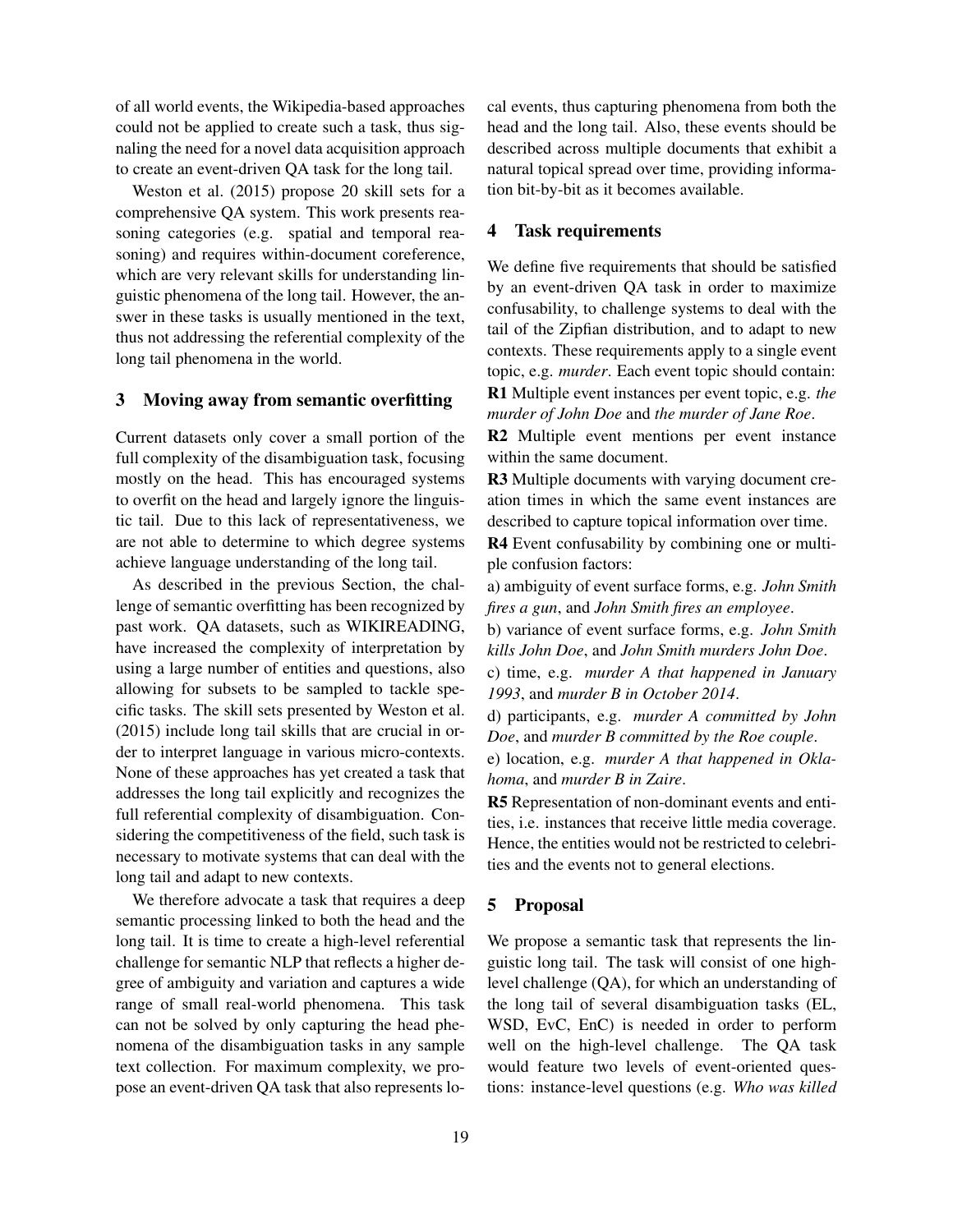of all world events, the Wikipedia-based approaches could not be applied to create such a task, thus signaling the need for a novel data acquisition approach to create an event-driven QA task for the long tail.

Weston et al. (2015) propose 20 skill sets for a comprehensive QA system. This work presents reasoning categories (e.g. spatial and temporal reasoning) and requires within-document coreference, which are very relevant skills for understanding linguistic phenomena of the long tail. However, the answer in these tasks is usually mentioned in the text, thus not addressing the referential complexity of the long tail phenomena in the world.

## 3 Moving away from semantic overfitting

Current datasets only cover a small portion of the full complexity of the disambiguation task, focusing mostly on the head. This has encouraged systems to overfit on the head and largely ignore the linguistic tail. Due to this lack of representativeness, we are not able to determine to which degree systems achieve language understanding of the long tail.

As described in the previous Section, the challenge of semantic overfitting has been recognized by past work. QA datasets, such as WIKIREADING, have increased the complexity of interpretation by using a large number of entities and questions, also allowing for subsets to be sampled to tackle specific tasks. The skill sets presented by Weston et al. (2015) include long tail skills that are crucial in order to interpret language in various micro-contexts. None of these approaches has yet created a task that addresses the long tail explicitly and recognizes the full referential complexity of disambiguation. Considering the competitiveness of the field, such task is necessary to motivate systems that can deal with the long tail and adapt to new contexts.

We therefore advocate a task that requires a deep semantic processing linked to both the head and the long tail. It is time to create a high-level referential challenge for semantic NLP that reflects a higher degree of ambiguity and variation and captures a wide range of small real-world phenomena. This task can not be solved by only capturing the head phenomena of the disambiguation tasks in any sample text collection. For maximum complexity, we propose an event-driven QA task that also represents local events, thus capturing phenomena from both the head and the long tail. Also, these events should be described across multiple documents that exhibit a natural topical spread over time, providing information bit-by-bit as it becomes available.

## 4 Task requirements

We define five requirements that should be satisfied by an event-driven QA task in order to maximize confusability, to challenge systems to deal with the tail of the Zipfian distribution, and to adapt to new contexts. These requirements apply to a single event topic, e.g. *murder*. Each event topic should contain:

**R1** Multiple event instances per event topic, e.g. *the murder of John Doe* and *the murder of Jane Roe*.

**R2** Multiple event mentions per event instance within the same document.

**R3** Multiple documents with varying document creation times in which the same event instances are described to capture topical information over time.

**R4** Event confusability by combining one or multiple confusion factors:

a) ambiguity of event surface forms, e.g. *John Smith fires a gun*, and *John Smith fires an employee*.

b) variance of event surface forms, e.g. *John Smith kills John Doe*, and *John Smith murders John Doe*.

c) time, e.g. *murder A that happened in January 1993*, and *murder B in October 2014*.

d) participants, e.g. *murder A committed by John Doe*, and *murder B committed by the Roe couple*.

e) location, e.g. *murder A that happened in Oklahoma*, and *murder B in Zaire*.

**R5** Representation of non-dominant events and entities, i.e. instances that receive little media coverage. Hence, the entities would not be restricted to celebrities and the events not to general elections.

## 5 Proposal

We propose a semantic task that represents the linguistic long tail. The task will consist of one high-level challenge (QA), for which an understanding of the long tail of several disambiguation tasks (EL, WSD, EvC, EnC) is needed in order to perform well on the high-level challenge. The QA task would feature two levels of event-oriented questions: instance-level questions (e.g. *Who was killed*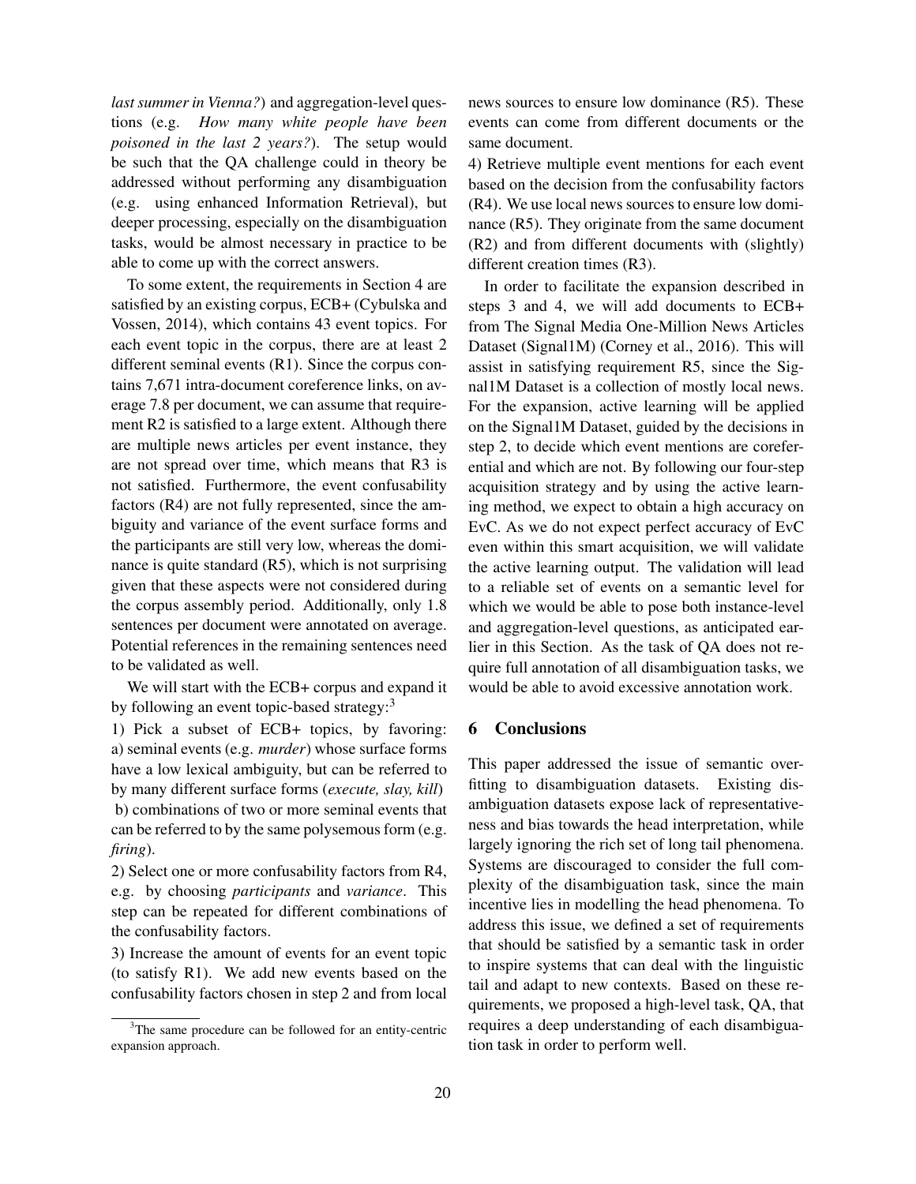*last summer in Vienna?*) and aggregation-level questions (e.g. *How many white people have been poisoned in the last 2 years?*). The setup would be such that the QA challenge could in theory be addressed without performing any disambiguation (e.g. using enhanced Information Retrieval), but deeper processing, especially on the disambiguation tasks, would be almost necessary in practice to be able to come up with the correct answers.

To some extent, the requirements in Section 4 are satisfied by an existing corpus, ECB+ (Cybulska and Vossen, 2014), which contains 43 event topics. For each event topic in the corpus, there are at least 2 different seminal events (R1). Since the corpus contains 7,671 intra-document coreference links, on average 7.8 per document, we can assume that requirement R2 is satisfied to a large extent. Although there are multiple news articles per event instance, they are not spread over time, which means that R3 is not satisfied. Furthermore, the event confusability factors (R4) are not fully represented, since the ambiguity and variance of the event surface forms and the participants are still very low, whereas the dominance is quite standard (R5), which is not surprising given that these aspects were not considered during the corpus assembly period. Additionally, only 1.8 sentences per document were annotated on average. Potential references in the remaining sentences need to be validated as well.

We will start with the ECB+ corpus and expand it by following an event topic-based strategy:[3]

1) Pick a subset of ECB+ topics, by favoring: a) seminal events (e.g. *murder*) whose surface forms have a low lexical ambiguity, but can be referred to by many different surface forms (*execute, slay, kill*) b) combinations of two or more seminal events that can be referred to by the same polysemous form (e.g. *firing*).

2) Select one or more confusability factors from R4, e.g. by choosing *participants* and *variance*. This step can be repeated for different combinations of the confusability factors.

3) Increase the amount of events for an event topic (to satisfy R1). We add new events based on the confusability factors chosen in step 2 and from local news sources to ensure low dominance (R5). These events can come from different documents or the same document.

4) Retrieve multiple event mentions for each event based on the decision from the confusability factors (R4). We use local news sources to ensure low dominance (R5). They originate from the same document (R2) and from different documents with (slightly) different creation times (R3).

In order to facilitate the expansion described in steps 3 and 4, we will add documents to ECB+ from The Signal Media One-Million News Articles Dataset (Signal1M) (Corney et al., 2016). This will assist in satisfying requirement R5, since the Signal1M Dataset is a collection of mostly local news. For the expansion, active learning will be applied on the Signal1M Dataset, guided by the decisions in step 2, to decide which event mentions are coreferential and which are not. By following our four-step acquisition strategy and by using the active learning method, we expect to obtain a high accuracy on EvC. As we do not expect perfect accuracy of EvC even within this smart acquisition, we will validate the active learning output. The validation will lead to a reliable set of events on a semantic level for which we would be able to pose both instance-level and aggregation-level questions, as anticipated earlier in this Section. As the task of QA does not require full annotation of all disambiguation tasks, we would be able to avoid excessive annotation work.

## 6 Conclusions

This paper addressed the issue of semantic overfitting to disambiguation datasets. Existing disambiguation datasets expose lack of representativeness and bias towards the head interpretation, while largely ignoring the rich set of long tail phenomena. Systems are discouraged to consider the full complexity of the disambiguation task, since the main incentive lies in modelling the head phenomena. To address this issue, we defined a set of requirements that should be satisfied by a semantic task in order to inspire systems that can deal with the linguistic tail and adapt to new contexts. Based on these requirements, we proposed a high-level task, QA, that requires a deep understanding of each disambiguation task in order to perform well.

[3] The same procedure can be followed for an entity-centric expansion approach.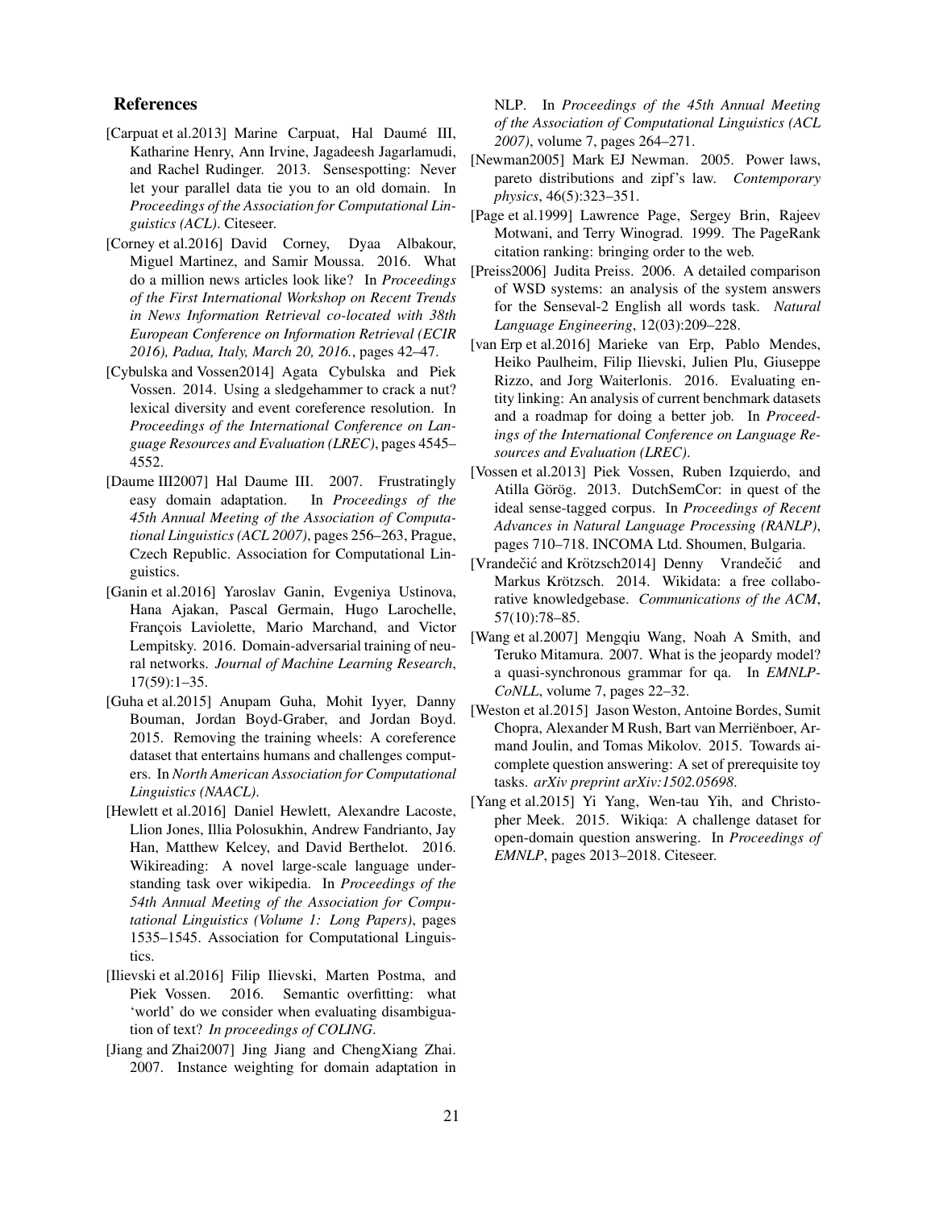## References

[Carpuat et al.2013] Marine Carpuat, Hal Daumé III, Katharine Henry, Ann Irvine, Jagadeesh Jagarlamudi, and Rachel Rudinger. 2013. Sensespotting: Never let your parallel data tie you to an old domain. In *Proceedings of the Association for Computational Linguistics (ACL)*. Citeseer.

[Corney et al.2016] David Corney, Dyaa Albakour, Miguel Martinez, and Samir Moussa. 2016. What do a million news articles look like? In *Proceedings of the First International Workshop on Recent Trends in News Information Retrieval co-located with 38th European Conference on Information Retrieval (ECIR 2016), Padua, Italy, March 20, 2016.*, pages 42–47.

[Cybulska and Vossen2014] Agata Cybulska and Piek Vossen. 2014. Using a sledgehammer to crack a nut? lexical diversity and event coreference resolution. In *Proceedings of the International Conference on Language Resources and Evaluation (LREC)*, pages 4545–4552.

[Daume III2007] Hal Daume III. 2007. Frustratingly easy domain adaptation. In *Proceedings of the 45th Annual Meeting of the Association of Computational Linguistics (ACL 2007)*, pages 256–263, Prague, Czech Republic. Association for Computational Linguistics.

[Ganin et al.2016] Yaroslav Ganin, Evgeniya Ustinova, Hana Ajakan, Pascal Germain, Hugo Larochelle, François Laviolette, Mario Marchand, and Victor Lempitsky. 2016. Domain-adversarial training of neural networks. *Journal of Machine Learning Research*, 17(59):1–35.

[Guha et al.2015] Anupam Guha, Mohit Iyyer, Danny Bouman, Jordan Boyd-Graber, and Jordan Boyd. 2015. Removing the training wheels: A coreference dataset that entertains humans and challenges computers. In *North American Association for Computational Linguistics (NAACL)*.

[Hewlett et al.2016] Daniel Hewlett, Alexandre Lacoste, Llion Jones, Illia Polosukhin, Andrew Fandrianto, Jay Han, Matthew Kelcey, and David Berthelot. 2016. Wikireading: A novel large-scale language understanding task over wikipedia. In *Proceedings of the 54th Annual Meeting of the Association for Computational Linguistics (Volume 1: Long Papers)*, pages 1535–1545. Association for Computational Linguistics.

[Ilievski et al.2016] Filip Ilievski, Marten Postma, and Piek Vossen. 2016. Semantic overfitting: what 'world' do we consider when evaluating disambiguation of text? *In proceedings of COLING*.

[Jiang and Zhai2007] Jing Jiang and ChengXiang Zhai. 2007. Instance weighting for domain adaptation in NLP. In *Proceedings of the 45th Annual Meeting of the Association of Computational Linguistics (ACL 2007)*, volume 7, pages 264–271.

[Newman2005] Mark EJ Newman. 2005. Power laws, pareto distributions and zipf's law. *Contemporary physics*, 46(5):323–351.

[Page et al.1999] Lawrence Page, Sergey Brin, Rajeev Motwani, and Terry Winograd. 1999. The PageRank citation ranking: bringing order to the web.

[Preiss2006] Judita Preiss. 2006. A detailed comparison of WSD systems: an analysis of the system answers for the Senseval-2 English all words task. *Natural Language Engineering*, 12(03):209–228.

[van Erp et al.2016] Marieke van Erp, Pablo Mendes, Heiko Paulheim, Filip Ilievski, Julien Plu, Giuseppe Rizzo, and Jorg Waiterlonis. 2016. Evaluating entity linking: An analysis of current benchmark datasets and a roadmap for doing a better job. In *Proceedings of the International Conference on Language Resources and Evaluation (LREC)*.

[Vossen et al.2013] Piek Vossen, Ruben Izquierdo, and Atilla Görög. 2013. DutchSemCor: in quest of the ideal sense-tagged corpus. In *Proceedings of Recent Advances in Natural Language Processing (RANLP)*, pages 710–718. INCOMA Ltd. Shoumen, Bulgaria.

[Vrandečić and Krötzsch2014] Denny Vrandečić and Markus Krötzsch. 2014. Wikidata: a free collaborative knowledgebase. *Communications of the ACM*, 57(10):78–85.

[Wang et al.2007] Mengqiu Wang, Noah A Smith, and Teruko Mitamura. 2007. What is the jeopardy model? a quasi-synchronous grammar for qa. In *EMNLP-CoNLL*, volume 7, pages 22–32.

[Weston et al.2015] Jason Weston, Antoine Bordes, Sumit Chopra, Alexander M Rush, Bart van Merriënboer, Armand Joulin, and Tomas Mikolov. 2015. Towards ai-complete question answering: A set of prerequisite toy tasks. *arXiv preprint arXiv:1502.05698*.

[Yang et al.2015] Yi Yang, Wen-tau Yih, and Christopher Meek. 2015. Wikiqa: A challenge dataset for open-domain question answering. In *Proceedings of EMNLP*, pages 2013–2018. Citeseer.